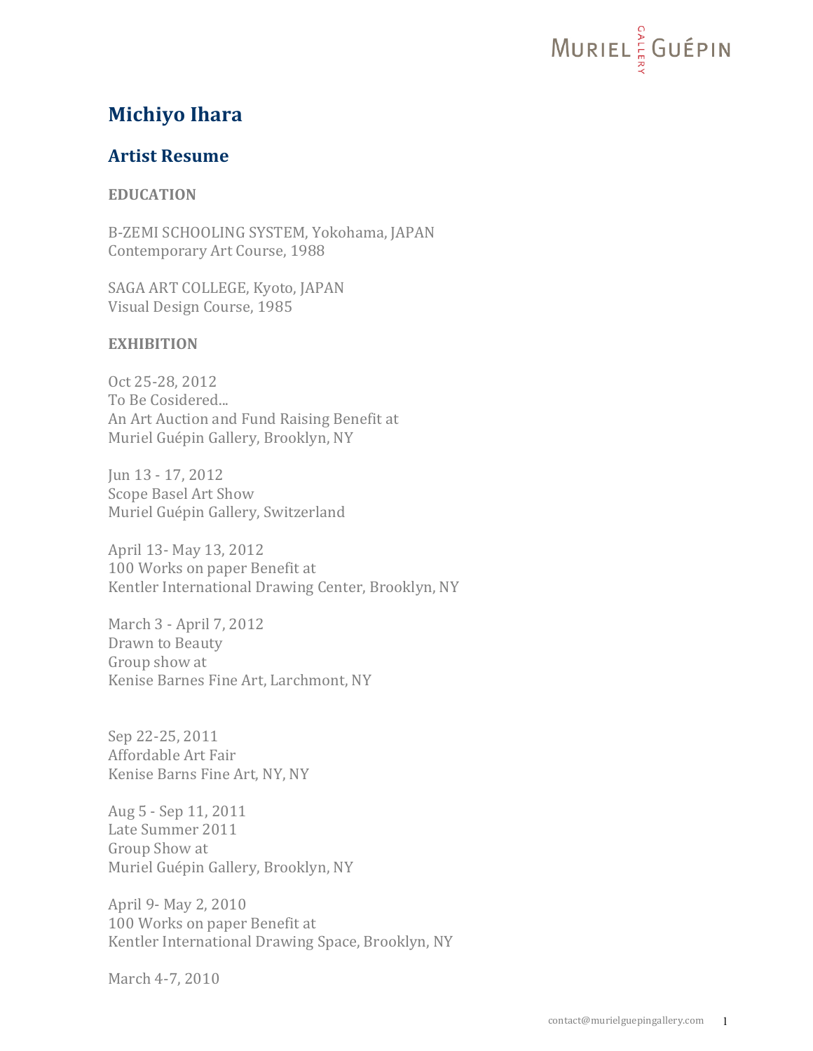# Michiyo Ihara

## Artist Resume

**EDUCATION**

B-ZEMI SCHOOLING SYSTEM, Yokohama, JAPAN
Contemporary Art Course, 1988

SAGA ART COLLEGE, Kyoto, JAPAN
Visual Design Course, 1985

**EXHIBITION**

Oct 25-28, 2012
To Be Cosidered...
An Art Auction and Fund Raising Benefit at
Muriel Guépin Gallery, Brooklyn, NY

Jun 13 - 17, 2012
Scope Basel Art Show
Muriel Guépin Gallery, Switzerland

April 13- May 13, 2012
100 Works on paper Benefit at
Kentler International Drawing Center, Brooklyn, NY

March 3 - April 7, 2012
Drawn to Beauty
Group show at
Kenise Barnes Fine Art, Larchmont, NY

Sep 22-25, 2011
Affordable Art Fair
Kenise Barns Fine Art, NY, NY

Aug 5 - Sep 11, 2011
Late Summer 2011
Group Show at
Muriel Guépin Gallery, Brooklyn, NY

April 9- May 2, 2010
100 Works on paper Benefit at
Kentler International Drawing Space, Brooklyn, NY

March 4-7, 2010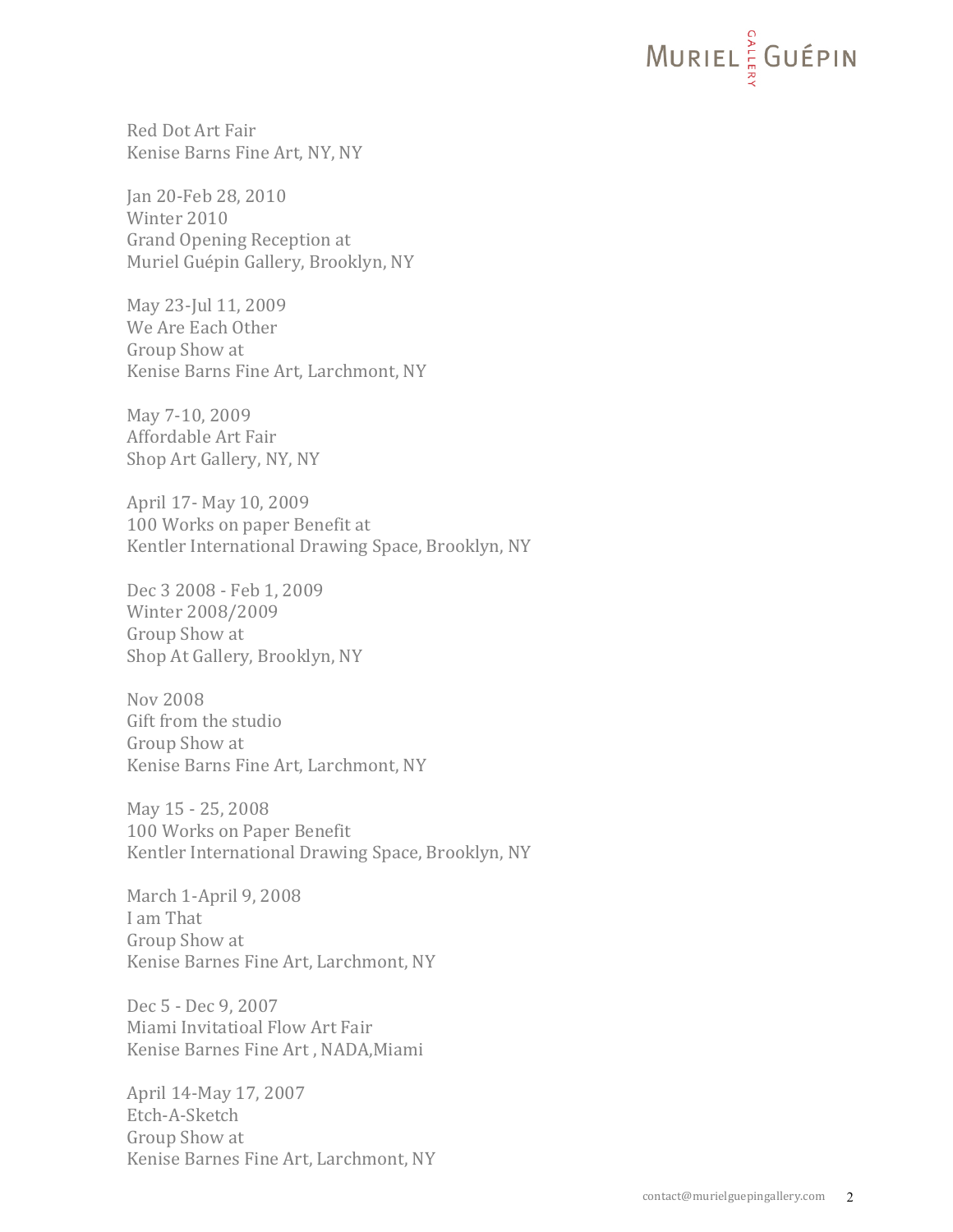Red Dot Art Fair
Kenise Barns Fine Art, NY, NY

Jan 20-Feb 28, 2010
Winter 2010
Grand Opening Reception at
Muriel Guépin Gallery, Brooklyn, NY

May 23-Jul 11, 2009
We Are Each Other
Group Show at
Kenise Barns Fine Art, Larchmont, NY

May 7-10, 2009
Affordable Art Fair
Shop Art Gallery, NY, NY

April 17- May 10, 2009
100 Works on paper Benefit at
Kentler International Drawing Space, Brooklyn, NY

Dec 3 2008 - Feb 1, 2009
Winter 2008/2009
Group Show at
Shop At Gallery, Brooklyn, NY

Nov 2008
Gift from the studio
Group Show at
Kenise Barns Fine Art, Larchmont, NY

May 15 - 25, 2008
100 Works on Paper Benefit
Kentler International Drawing Space, Brooklyn, NY

March 1-April 9, 2008
I am That
Group Show at
Kenise Barnes Fine Art, Larchmont, NY

Dec 5 - Dec 9, 2007
Miami Invitatioal Flow Art Fair
Kenise Barnes Fine Art , NADA,Miami

April 14-May 17, 2007
Etch-A-Sketch
Group Show at
Kenise Barnes Fine Art, Larchmont, NY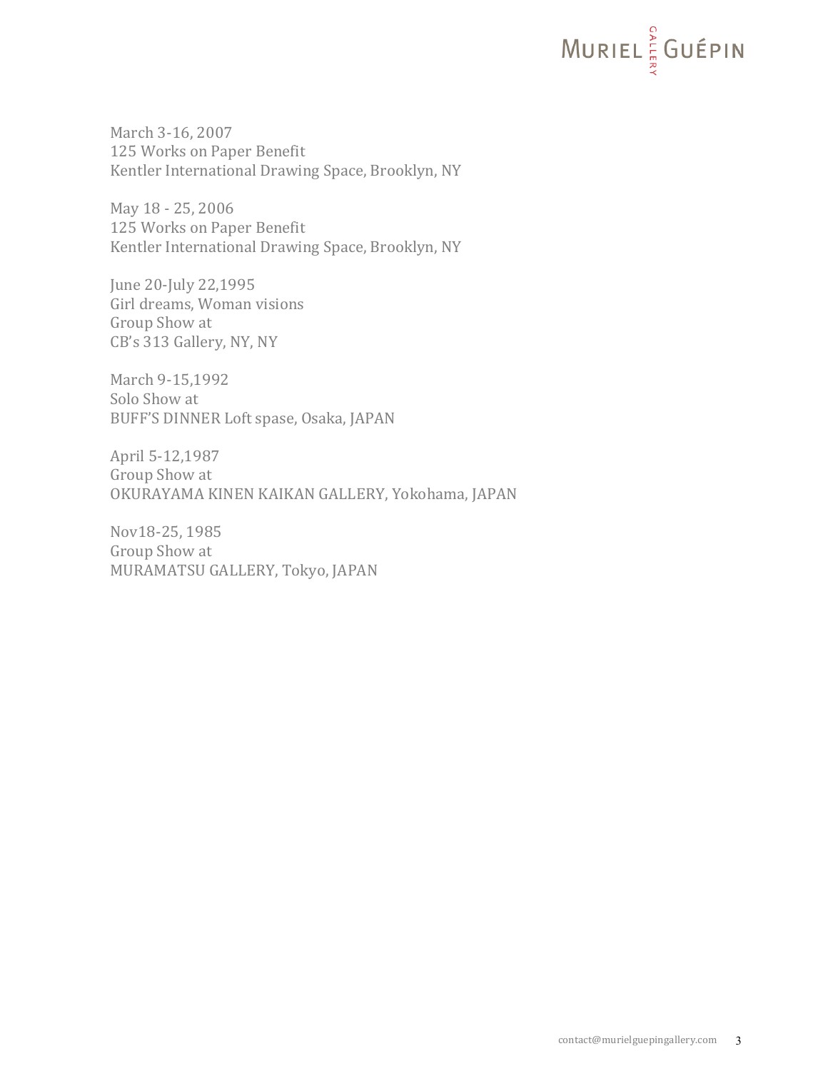March 3-16, 2007
125 Works on Paper Benefit
Kentler International Drawing Space, Brooklyn, NY

May 18 - 25, 2006
125 Works on Paper Benefit
Kentler International Drawing Space, Brooklyn, NY

June 20-July 22,1995
Girl dreams, Woman visions
Group Show at
CB's 313 Gallery, NY, NY

March 9-15,1992
Solo Show at
BUFF'S DINNER Loft spase, Osaka, JAPAN

April 5-12,1987
Group Show at
OKURAYAMA KINEN KAIKAN GALLERY, Yokohama, JAPAN

Nov18-25, 1985
Group Show at
MURAMATSU GALLERY, Tokyo, JAPAN